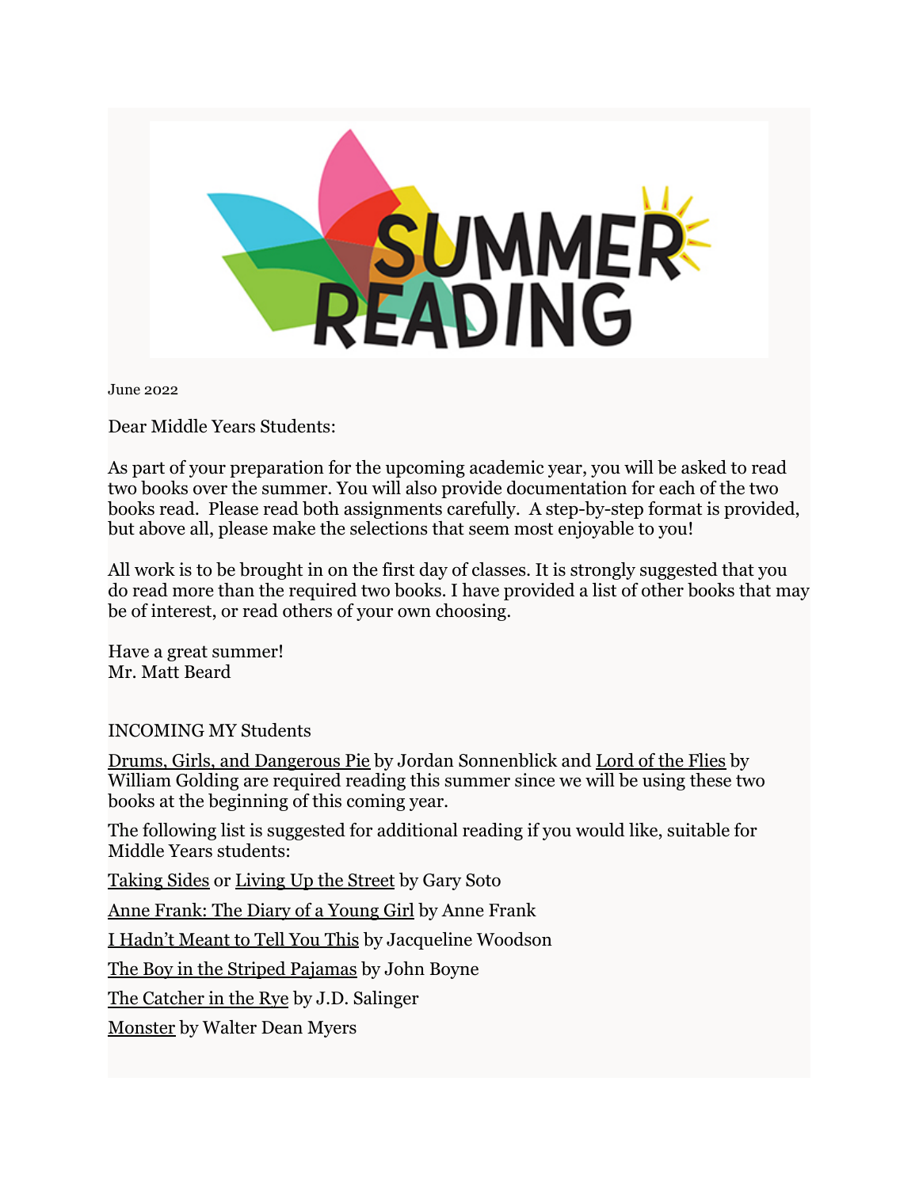# SUMMER READING

June 2022

Dear Middle Years Students:

As part of your preparation for the upcoming academic year, you will be asked to read two books over the summer. You will also provide documentation for each of the two books read. Please read both assignments carefully. A step-by-step format is provided, but above all, please make the selections that seem most enjoyable to you!

All work is to be brought in on the first day of classes. It is strongly suggested that you do read more than the required two books. I have provided a list of other books that may be of interest, or read others of your own choosing.

Have a great summer!
Mr. Matt Beard

INCOMING MY Students

Drums, Girls, and Dangerous Pie by Jordan Sonnenblick and Lord of the Flies by William Golding are required reading this summer since we will be using these two books at the beginning of this coming year.

The following list is suggested for additional reading if you would like, suitable for Middle Years students:

Taking Sides or Living Up the Street by Gary Soto

Anne Frank: The Diary of a Young Girl by Anne Frank

I Hadn't Meant to Tell You This by Jacqueline Woodson

The Boy in the Striped Pajamas by John Boyne

The Catcher in the Rye by J.D. Salinger

Monster by Walter Dean Myers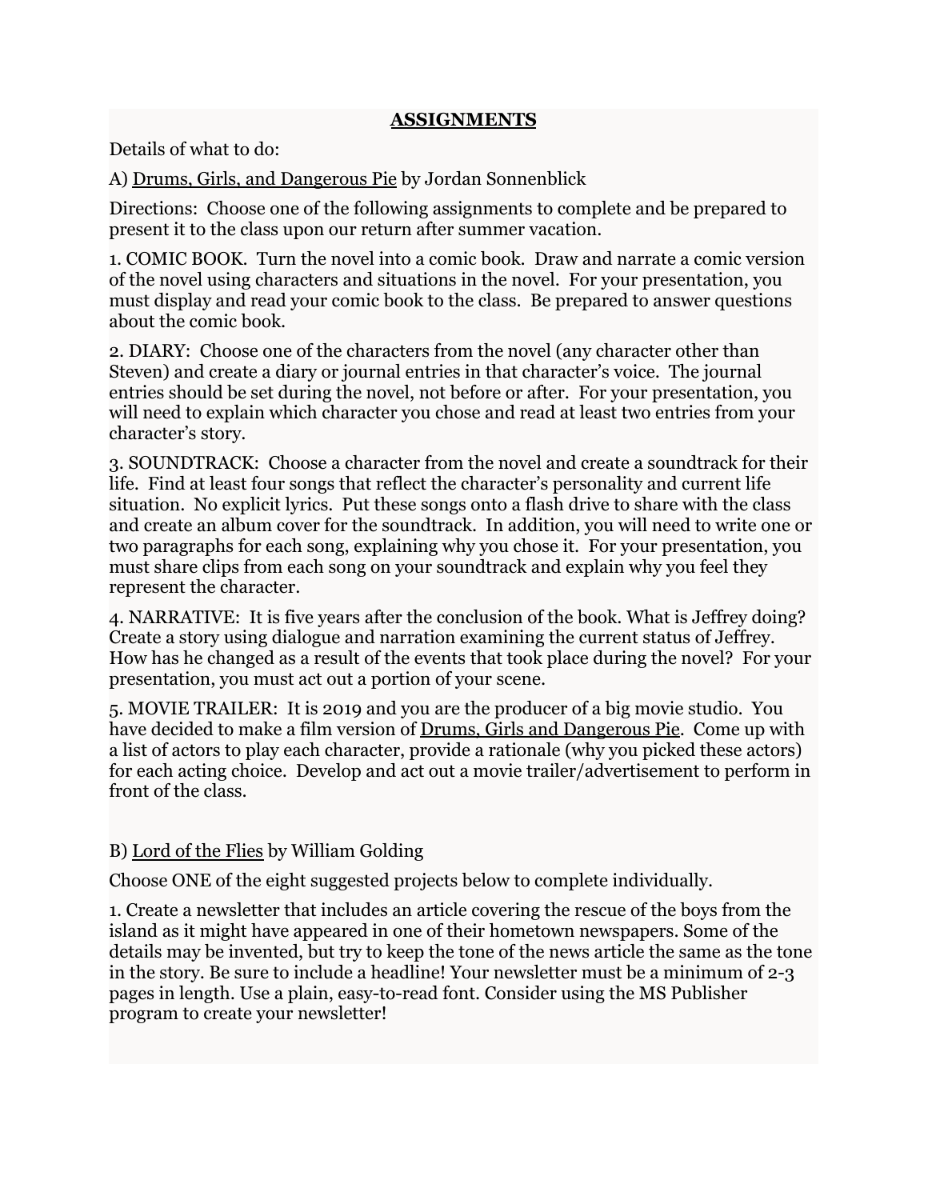## **ASSIGNMENTS**

Details of what to do:

A) Drums, Girls, and Dangerous Pie by Jordan Sonnenblick

Directions: Choose one of the following assignments to complete and be prepared to present it to the class upon our return after summer vacation.

1. COMIC BOOK. Turn the novel into a comic book. Draw and narrate a comic version of the novel using characters and situations in the novel. For your presentation, you must display and read your comic book to the class. Be prepared to answer questions about the comic book.

2. DIARY: Choose one of the characters from the novel (any character other than Steven) and create a diary or journal entries in that character's voice. The journal entries should be set during the novel, not before or after. For your presentation, you will need to explain which character you chose and read at least two entries from your character's story.

3. SOUNDTRACK: Choose a character from the novel and create a soundtrack for their life. Find at least four songs that reflect the character's personality and current life situation. No explicit lyrics. Put these songs onto a flash drive to share with the class and create an album cover for the soundtrack. In addition, you will need to write one or two paragraphs for each song, explaining why you chose it. For your presentation, you must share clips from each song on your soundtrack and explain why you feel they represent the character.

4. NARRATIVE: It is five years after the conclusion of the book. What is Jeffrey doing? Create a story using dialogue and narration examining the current status of Jeffrey. How has he changed as a result of the events that took place during the novel? For your presentation, you must act out a portion of your scene.

5. MOVIE TRAILER: It is 2019 and you are the producer of a big movie studio. You have decided to make a film version of Drums, Girls and Dangerous Pie. Come up with a list of actors to play each character, provide a rationale (why you picked these actors) for each acting choice. Develop and act out a movie trailer/advertisement to perform in front of the class.

B) Lord of the Flies by William Golding

Choose ONE of the eight suggested projects below to complete individually.

1. Create a newsletter that includes an article covering the rescue of the boys from the island as it might have appeared in one of their hometown newspapers. Some of the details may be invented, but try to keep the tone of the news article the same as the tone in the story. Be sure to include a headline! Your newsletter must be a minimum of 2-3 pages in length. Use a plain, easy-to-read font. Consider using the MS Publisher program to create your newsletter!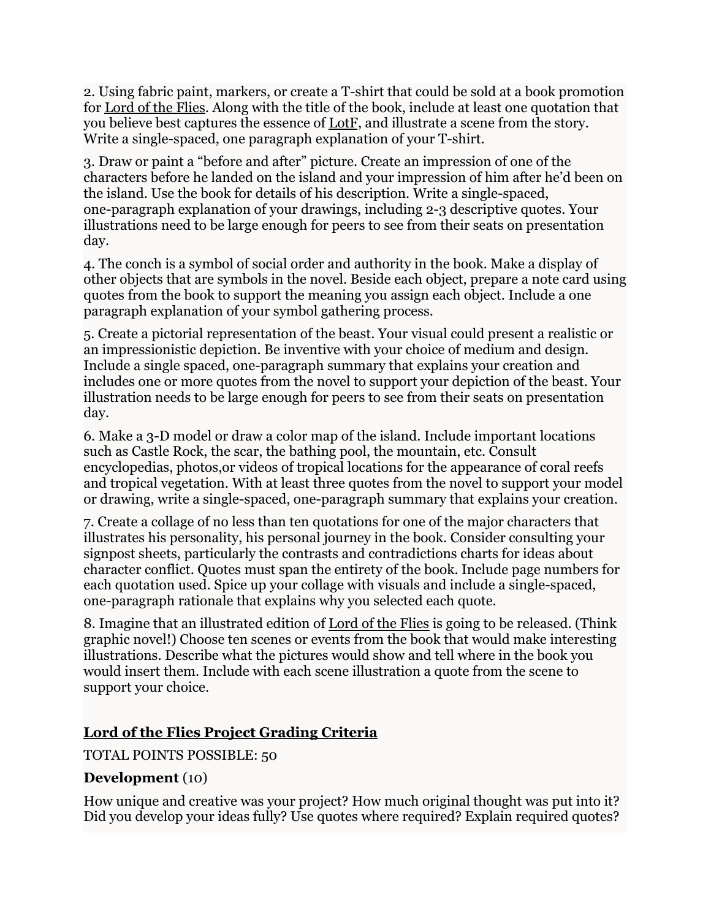2. Using fabric paint, markers, or create a T-shirt that could be sold at a book promotion for Lord of the Flies. Along with the title of the book, include at least one quotation that you believe best captures the essence of LotF, and illustrate a scene from the story. Write a single-spaced, one paragraph explanation of your T-shirt.

3. Draw or paint a “before and after” picture. Create an impression of one of the characters before he landed on the island and your impression of him after he’d been on the island. Use the book for details of his description. Write a single-spaced, one-paragraph explanation of your drawings, including 2-3 descriptive quotes. Your illustrations need to be large enough for peers to see from their seats on presentation day.

4. The conch is a symbol of social order and authority in the book. Make a display of other objects that are symbols in the novel. Beside each object, prepare a note card using quotes from the book to support the meaning you assign each object. Include a one paragraph explanation of your symbol gathering process.

5. Create a pictorial representation of the beast. Your visual could present a realistic or an impressionistic depiction. Be inventive with your choice of medium and design. Include a single spaced, one-paragraph summary that explains your creation and includes one or more quotes from the novel to support your depiction of the beast. Your illustration needs to be large enough for peers to see from their seats on presentation day.

6. Make a 3-D model or draw a color map of the island. Include important locations such as Castle Rock, the scar, the bathing pool, the mountain, etc. Consult encyclopedias, photos,or videos of tropical locations for the appearance of coral reefs and tropical vegetation. With at least three quotes from the novel to support your model or drawing, write a single-spaced, one-paragraph summary that explains your creation.

7. Create a collage of no less than ten quotations for one of the major characters that illustrates his personality, his personal journey in the book. Consider consulting your signpost sheets, particularly the contrasts and contradictions charts for ideas about character conflict. Quotes must span the entirety of the book. Include page numbers for each quotation used. Spice up your collage with visuals and include a single-spaced, one-paragraph rationale that explains why you selected each quote.

8. Imagine that an illustrated edition of Lord of the Flies is going to be released. (Think graphic novel!) Choose ten scenes or events from the book that would make interesting illustrations. Describe what the pictures would show and tell where in the book you would insert them. Include with each scene illustration a quote from the scene to support your choice.

## Lord of the Flies Project Grading Criteria

TOTAL POINTS POSSIBLE: 50

**Development** (10)

How unique and creative was your project? How much original thought was put into it? Did you develop your ideas fully? Use quotes where required? Explain required quotes?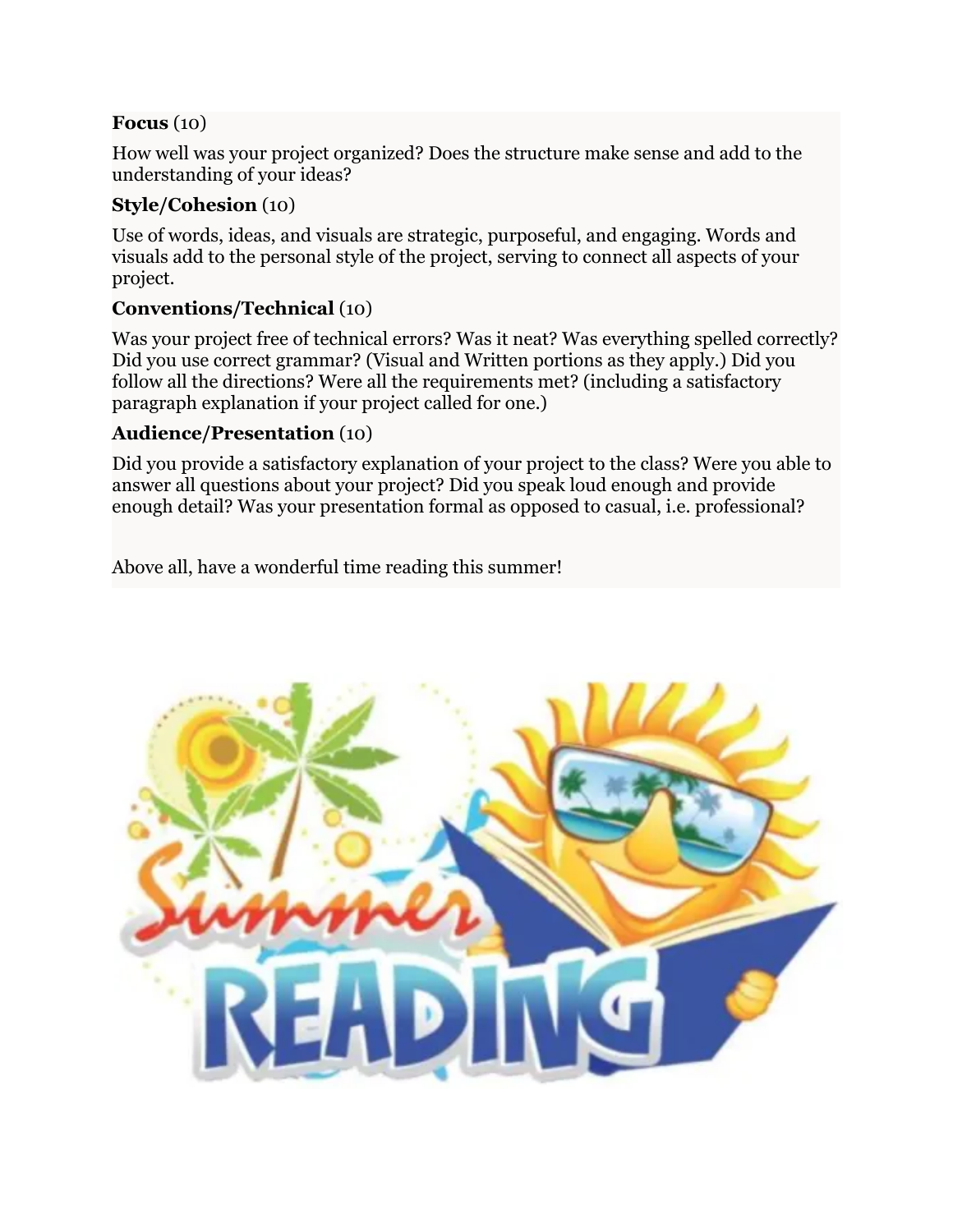**Focus** (10)

How well was your project organized? Does the structure make sense and add to the understanding of your ideas?

**Style/Cohesion** (10)

Use of words, ideas, and visuals are strategic, purposeful, and engaging. Words and visuals add to the personal style of the project, serving to connect all aspects of your project.

**Conventions/Technical** (10)

Was your project free of technical errors? Was it neat? Was everything spelled correctly? Did you use correct grammar? (Visual and Written portions as they apply.) Did you follow all the directions? Were all the requirements met? (including a satisfactory paragraph explanation if your project called for one.)

**Audience/Presentation** (10)

Did you provide a satisfactory explanation of your project to the class? Were you able to answer all questions about your project? Did you speak loud enough and provide enough detail? Was your presentation formal as opposed to casual, i.e. professional?

Above all, have a wonderful time reading this summer!